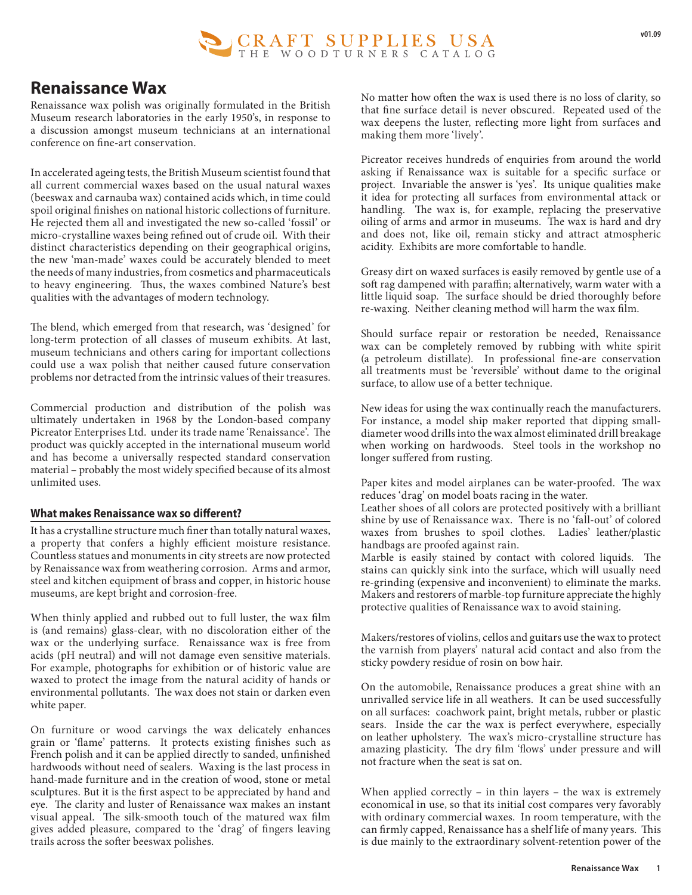# Renaissance Wax

Renaissance wax polish was originally formulated in the British Museum research laboratories in the early 1950's, in response to a discussion amongst museum technicians at an international conference on fine-art conservation.

In accelerated ageing tests, the British Museum scientist found that all current commercial waxes based on the usual natural waxes (beeswax and carnauba wax) contained acids which, in time could spoil original finishes on national historic collections of furniture. He rejected them all and investigated the new so-called 'fossil' or micro-crystalline waxes being refined out of crude oil. With their distinct characteristics depending on their geographical origins, the new 'man-made' waxes could be accurately blended to meet the needs of many industries, from cosmetics and pharmaceuticals to heavy engineering. Thus, the waxes combined Nature's best qualities with the advantages of modern technology.

The blend, which emerged from that research, was 'designed' for long-term protection of all classes of museum exhibits. At last, museum technicians and others caring for important collections could use a wax polish that neither caused future conservation problems nor detracted from the intrinsic values of their treasures.

Commercial production and distribution of the polish was ultimately undertaken in 1968 by the London-based company Picreator Enterprises Ltd. under its trade name 'Renaissance'. The product was quickly accepted in the international museum world and has become a universally respected standard conservation material – probably the most widely specified because of its almost unlimited uses.

## What makes Renaissance wax so different?

It has a crystalline structure much finer than totally natural waxes, a property that confers a highly efficient moisture resistance. Countless statues and monuments in city streets are now protected by Renaissance wax from weathering corrosion. Arms and armor, steel and kitchen equipment of brass and copper, in historic house museums, are kept bright and corrosion-free.

When thinly applied and rubbed out to full luster, the wax film is (and remains) glass-clear, with no discoloration either of the wax or the underlying surface. Renaissance wax is free from acids (pH neutral) and will not damage even sensitive materials. For example, photographs for exhibition or of historic value are waxed to protect the image from the natural acidity of hands or environmental pollutants. The wax does not stain or darken even white paper.

On furniture or wood carvings the wax delicately enhances grain or 'flame' patterns. It protects existing finishes such as French polish and it can be applied directly to sanded, unfinished hardwoods without need of sealers. Waxing is the last process in hand-made furniture and in the creation of wood, stone or metal sculptures. But it is the first aspect to be appreciated by hand and eye. The clarity and luster of Renaissance wax makes an instant visual appeal. The silk-smooth touch of the matured wax film gives added pleasure, compared to the 'drag' of fingers leaving trails across the softer beeswax polishes.

No matter how often the wax is used there is no loss of clarity, so that fine surface detail is never obscured. Repeated used of the wax deepens the luster, reflecting more light from surfaces and making them more 'lively'.

Picreator receives hundreds of enquiries from around the world asking if Renaissance wax is suitable for a specific surface or project. Invariable the answer is 'yes'. Its unique qualities make it idea for protecting all surfaces from environmental attack or handling. The wax is, for example, replacing the preservative oiling of arms and armor in museums. The wax is hard and dry and does not, like oil, remain sticky and attract atmospheric acidity. Exhibits are more comfortable to handle.

Greasy dirt on waxed surfaces is easily removed by gentle use of a soft rag dampened with paraffin; alternatively, warm water with a little liquid soap. The surface should be dried thoroughly before re-waxing. Neither cleaning method will harm the wax film.

Should surface repair or restoration be needed, Renaissance wax can be completely removed by rubbing with white spirit (a petroleum distillate). In professional fine-are conservation all treatments must be 'reversible' without dame to the original surface, to allow use of a better technique.

New ideas for using the wax continually reach the manufacturers. For instance, a model ship maker reported that dipping small-diameter wood drills into the wax almost eliminated drill breakage when working on hardwoods. Steel tools in the workshop no longer suffered from rusting.

Paper kites and model airplanes can be water-proofed. The wax reduces 'drag' on model boats racing in the water.

Leather shoes of all colors are protected positively with a brilliant shine by use of Renaissance wax. There is no 'fall-out' of colored waxes from brushes to spoil clothes. Ladies' leather/plastic handbags are proofed against rain.

Marble is easily stained by contact with colored liquids. The stains can quickly sink into the surface, which will usually need re-grinding (expensive and inconvenient) to eliminate the marks. Makers and restorers of marble-top furniture appreciate the highly protective qualities of Renaissance wax to avoid staining.

Makers/restores of violins, cellos and guitars use the wax to protect the varnish from players' natural acid contact and also from the sticky powdery residue of rosin on bow hair.

On the automobile, Renaissance produces a great shine with an unrivalled service life in all weathers. It can be used successfully on all surfaces: coachwork paint, bright metals, rubber or plastic sears. Inside the car the wax is perfect everywhere, especially on leather upholstery. The wax's micro-crystalline structure has amazing plasticity. The dry film 'flows' under pressure and will not fracture when the seat is sat on.

When applied correctly – in thin layers – the wax is extremely economical in use, so that its initial cost compares very favorably with ordinary commercial waxes. In room temperature, with the can firmly capped, Renaissance has a shelf life of many years. This is due mainly to the extraordinary solvent-retention power of the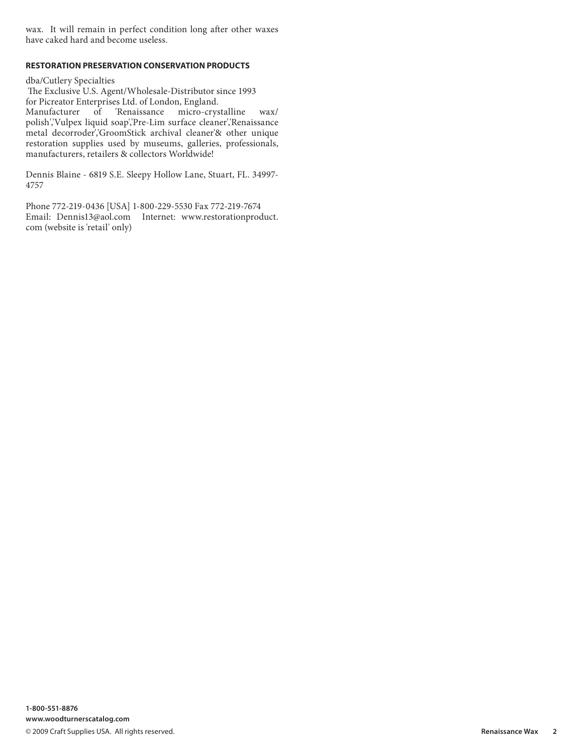wax. It will remain in perfect condition long after other waxes have caked hard and become useless.

**RESTORATION PRESERVATION CONSERVATION PRODUCTS**

dba/Cutlery Specialties
The Exclusive U.S. Agent/Wholesale-Distributor since 1993 for Picreator Enterprises Ltd. of London, England.
Manufacturer of 'Renaissance micro-crystalline wax/polish','Vulpex liquid soap','Pre-Lim surface cleaner','Renaissance metal decorroder','GroomStick archival cleaner'& other unique restoration supplies used by museums, galleries, professionals, manufacturers, retailers & collectors Worldwide!

Dennis Blaine - 6819 S.E. Sleepy Hollow Lane, Stuart, FL. 34997-4757

Phone 772-219-0436 [USA] 1-800-229-5530 Fax 772-219-7674
Email: Dennis13@aol.com Internet: www.restorationproduct.com (website is 'retail' only)

**1-800-551-8876**
**www.woodturnerscatalog.com**
© 2009 Craft Supplies USA. All rights reserved.